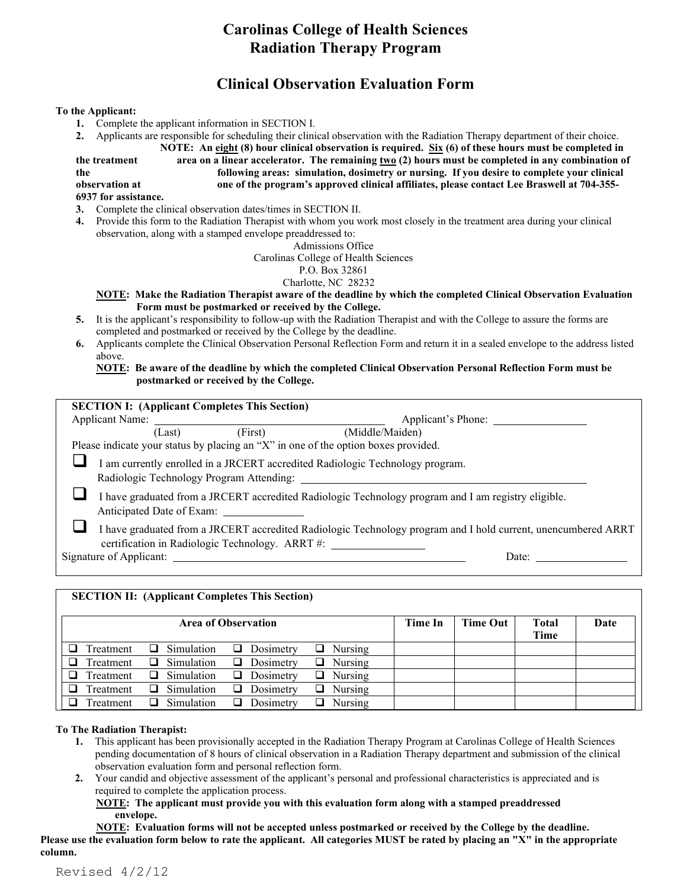# Carolinas College of Health Sciences
# Radiation Therapy Program

## Clinical Observation Evaluation Form

**To the Applicant:**

1. Complete the applicant information in SECTION I.
2. Applicants are responsible for scheduling their clinical observation with the Radiation Therapy department of their choice. **NOTE: An <u>eight</u> (8) hour clinical observation is required. <u>Six</u> (6) of these hours must be completed in the treatment area on a linear accelerator. The remaining <u>two</u> (2) hours must be completed in any combination of the following areas: simulation, dosimetry or nursing. If you desire to complete your clinical observation at one of the program's approved clinical affiliates, please contact Lee Braswell at 704-355-6937 for assistance.**
3. Complete the clinical observation dates/times in SECTION II.
4. Provide this form to the Radiation Therapist with whom you work most closely in the treatment area during your clinical observation, along with a stamped envelope preaddressed to:

   Admissions Office
   Carolinas College of Health Sciences
   P.O. Box 32861
   Charlotte, NC 28232

   **<u>NOTE</u>: Make the Radiation Therapist aware of the deadline by which the completed Clinical Observation Evaluation Form must be postmarked or received by the College.**
5. It is the applicant's responsibility to follow-up with the Radiation Therapist and with the College to assure the forms are completed and postmarked or received by the College by the deadline.
6. Applicants complete the Clinical Observation Personal Reflection Form and return it in a sealed envelope to the address listed above.

   **<u>NOTE</u>: Be aware of the deadline by which the completed Clinical Observation Personal Reflection Form must be postmarked or received by the College.**

---

**SECTION I: (Applicant Completes This Section)**

Applicant Name: ______________________________ Applicant's Phone: ______________
(Last) (First) (Middle/Maiden)

Please indicate your status by placing an "X" in one of the option boxes provided.

- ☐ I am currently enrolled in a JRCERT accredited Radiologic Technology program.
  Radiologic Technology Program Attending: ______________________________
- ☐ I have graduated from a JRCERT accredited Radiologic Technology program and I am registry eligible.
  Anticipated Date of Exam: ______________
- ☐ I have graduated from a JRCERT accredited Radiologic Technology program and I hold current, unencumbered ARRT certification in Radiologic Technology. ARRT #: ______________

Signature of Applicant: ______________________________ Date: ______________

---

**SECTION II: (Applicant Completes This Section)**

| Area of Observation | Time In | Time Out | Total Time | Date |
|---|---|---|---|---|
| ☐ Treatment ☐ Simulation ☐ Dosimetry ☐ Nursing | | | | |
| ☐ Treatment ☐ Simulation ☐ Dosimetry ☐ Nursing | | | | |
| ☐ Treatment ☐ Simulation ☐ Dosimetry ☐ Nursing | | | | |
| ☐ Treatment ☐ Simulation ☐ Dosimetry ☐ Nursing | | | | |
| ☐ Treatment ☐ Simulation ☐ Dosimetry ☐ Nursing | | | | |

**To The Radiation Therapist:**

1. This applicant has been provisionally accepted in the Radiation Therapy Program at Carolinas College of Health Sciences pending documentation of 8 hours of clinical observation in a Radiation Therapy department and submission of the clinical observation evaluation form and personal reflection form.
2. Your candid and objective assessment of the applicant's personal and professional characteristics is appreciated and is required to complete the application process.

   **<u>NOTE</u>: The applicant must provide you with this evaluation form along with a stamped preaddressed envelope.**

   **<u>NOTE</u>: Evaluation forms will not be accepted unless postmarked or received by the College by the deadline.**

**Please use the evaluation form below to rate the applicant. All categories MUST be rated by placing an "X" in the appropriate column.**

Revised 4/2/12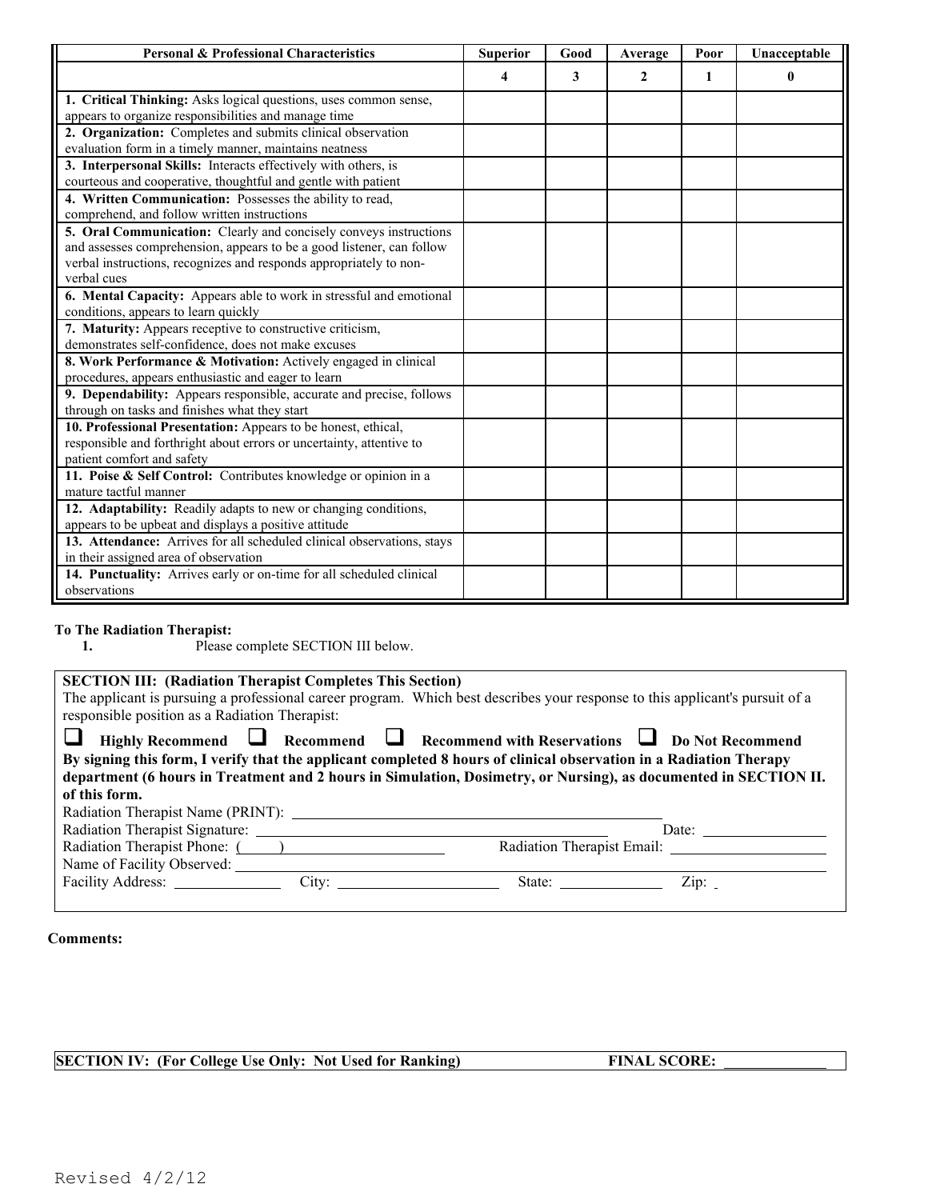| Personal & Professional Characteristics | Superior | Good | Average | Poor | Unacceptable |
|---|---|---|---|---|---|
| | 4 | 3 | 2 | 1 | 0 |
| **1. Critical Thinking:** Asks logical questions, uses common sense, appears to organize responsibilities and manage time | | | | | |
| **2. Organization:** Completes and submits clinical observation evaluation form in a timely manner, maintains neatness | | | | | |
| **3. Interpersonal Skills:** Interacts effectively with others, is courteous and cooperative, thoughtful and gentle with patient | | | | | |
| **4. Written Communication:** Possesses the ability to read, comprehend, and follow written instructions | | | | | |
| **5. Oral Communication:** Clearly and concisely conveys instructions and assesses comprehension, appears to be a good listener, can follow verbal instructions, recognizes and responds appropriately to non-verbal cues | | | | | |
| **6. Mental Capacity:** Appears able to work in stressful and emotional conditions, appears to learn quickly | | | | | |
| **7. Maturity:** Appears receptive to constructive criticism, demonstrates self-confidence, does not make excuses | | | | | |
| **8. Work Performance & Motivation:** Actively engaged in clinical procedures, appears enthusiastic and eager to learn | | | | | |
| **9. Dependability:** Appears responsible, accurate and precise, follows through on tasks and finishes what they start | | | | | |
| **10. Professional Presentation:** Appears to be honest, ethical, responsible and forthright about errors or uncertainty, attentive to patient comfort and safety | | | | | |
| **11. Poise & Self Control:** Contributes knowledge or opinion in a mature tactful manner | | | | | |
| **12. Adaptability:** Readily adapts to new or changing conditions, appears to be upbeat and displays a positive attitude | | | | | |
| **13. Attendance:** Arrives for all scheduled clinical observations, stays in their assigned area of observation | | | | | |
| **14. Punctuality:** Arrives early or on-time for all scheduled clinical observations | | | | | |

**To The Radiation Therapist:**

1. Please complete SECTION III below.

**SECTION III: (Radiation Therapist Completes This Section)**

The applicant is pursuing a professional career program. Which best describes your response to this applicant's pursuit of a responsible position as a Radiation Therapist:

☐ **Highly Recommend** ☐ **Recommend** ☐ **Recommend with Reservations** ☐ **Do Not Recommend**

**By signing this form, I verify that the applicant completed 8 hours of clinical observation in a Radiation Therapy department (6 hours in Treatment and 2 hours in Simulation, Dosimetry, or Nursing), as documented in SECTION II. of this form.**

Radiation Therapist Name (PRINT): ______________________

Radiation Therapist Signature: ______________________ Date: __________

Radiation Therapist Phone: (____) __________ Radiation Therapist Email: __________

Name of Facility Observed: ______________________

Facility Address: __________ City: __________ State: __________ Zip: __

**Comments:**

**SECTION IV: (For College Use Only: Not Used for Ranking)** **FINAL SCORE:** __________

Revised 4/2/12